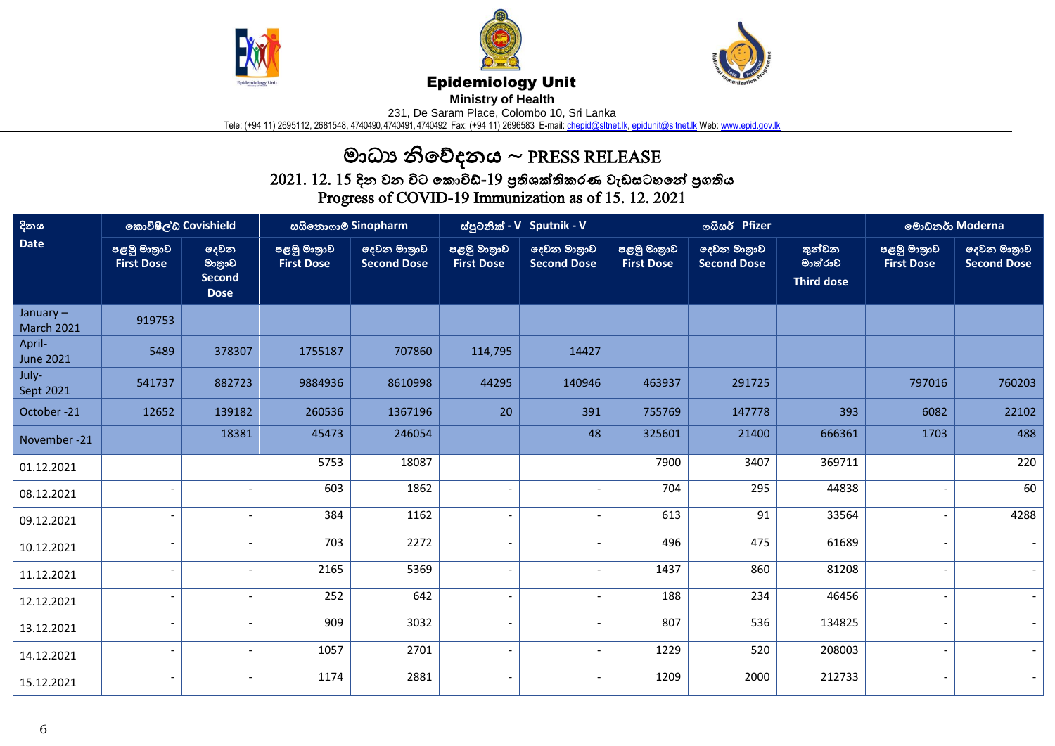# Epidemiology Unit

**Ministry of Health**

231, De Saram Place, Colombo 10, Sri Lanka

Tele: (+94 11) 2695112, 2681548, 4740490, 4740491, 4740492 Fax: (+94 11) 2696583 E-mail: chepid@sltnet.lk, epidunit@sltnet.lk Web: www.epid.gov.lk

## මාධ්‍ය නිවේදනය ~ PRESS RELEASE

### 2021. 12. 15 දින වන විට කොවිඩ්-19 ප්‍රතිශක්තිකරණ වැඩසටහනේ ප්‍රගතිය
### Progress of COVID-19 Immunization as of 15. 12. 2021

| දිනය Date | කොවිෂීල්ඩ් Covishield | | සයිනොෆාම් Sinopharm | | ස්පුට්නික් - V Sputnik - V | | ෆයිසර් Pfizer | | | මොඩනර් Moderna | |
|---|---|---|---|---|---|---|---|---|---|---|---|
| | පළමු මාත්‍රාව First Dose | දෙවන මාත්‍රාව Second Dose | පළමු මාත්‍රාව First Dose | දෙවන මාත්‍රාව Second Dose | පළමු මාත්‍රාව First Dose | දෙවන මාත්‍රාව Second Dose | පළමු මාත්‍රාව First Dose | දෙවන මාත්‍රාව Second Dose | තුන්වන මාත්‍රාව Third dose | පළමු මාත්‍රාව First Dose | දෙවන මාත්‍රාව Second Dose |
| January – March 2021 | 919753 | | | | | | | | | | |
| April- June 2021 | 5489 | 378307 | 1755187 | 707860 | 114,795 | 14427 | | | | | |
| July- Sept 2021 | 541737 | 882723 | 9884936 | 8610998 | 44295 | 140946 | 463937 | 291725 | | 797016 | 760203 |
| October -21 | 12652 | 139182 | 260536 | 1367196 | 20 | 391 | 755769 | 147778 | 393 | 6082 | 22102 |
| November -21 | | 18381 | 45473 | 246054 | | 48 | 325601 | 21400 | 666361 | 1703 | 488 |
| 01.12.2021 | | | 5753 | 18087 | | | 7900 | 3407 | 369711 | | 220 |
| 08.12.2021 | - | - | 603 | 1862 | - | - | 704 | 295 | 44838 | - | 60 |
| 09.12.2021 | - | - | 384 | 1162 | - | - | 613 | 91 | 33564 | - | 4288 |
| 10.12.2021 | - | - | 703 | 2272 | - | - | 496 | 475 | 61689 | - | - |
| 11.12.2021 | - | - | 2165 | 5369 | - | - | 1437 | 860 | 81208 | - | - |
| 12.12.2021 | - | - | 252 | 642 | - | - | 188 | 234 | 46456 | - | - |
| 13.12.2021 | - | - | 909 | 3032 | - | - | 807 | 536 | 134825 | - | - |
| 14.12.2021 | - | - | 1057 | 2701 | - | - | 1229 | 520 | 208003 | - | - |
| 15.12.2021 | - | - | 1174 | 2881 | - | - | 1209 | 2000 | 212733 | - | - |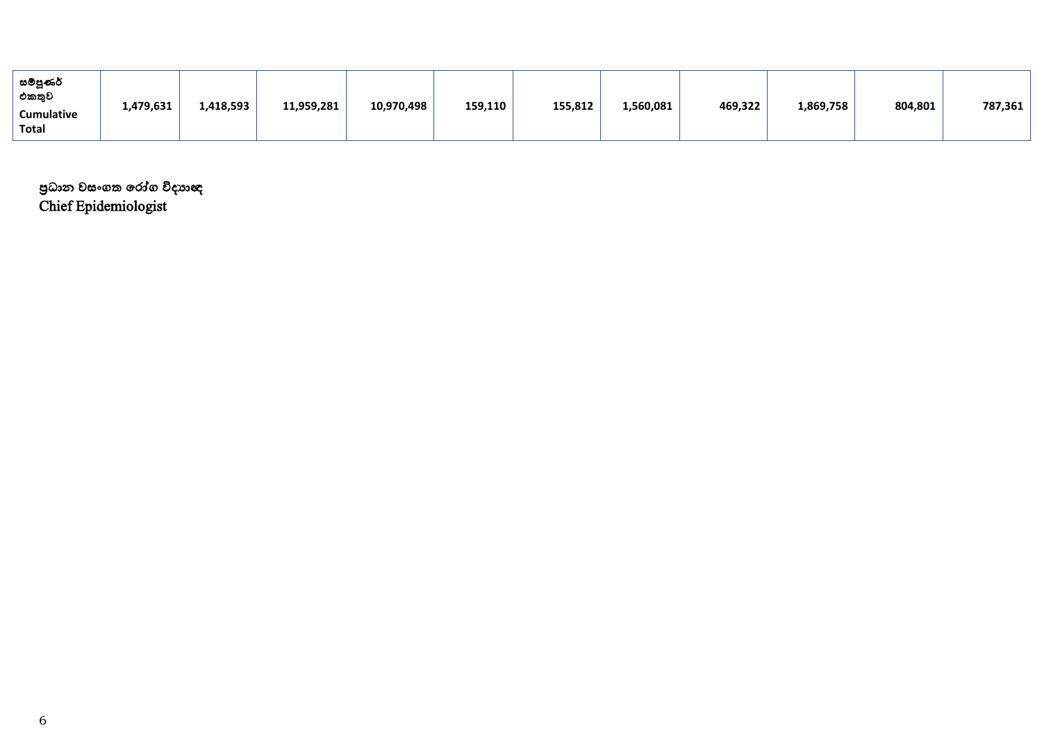| | | | | | | | | | | | |
|---|---|---|---|---|---|---|---|---|---|---|---|
| සම්පූර්ණ එකතුව Cumulative Total | 1,479,631 | 1,418,593 | 11,959,281 | 10,970,498 | 159,110 | 155,812 | 1,560,081 | 469,322 | 1,869,758 | 804,801 | 787,361 |

ප්‍රධාන වසංගත රෝග විද්‍යාඥ
Chief Epidemiologist